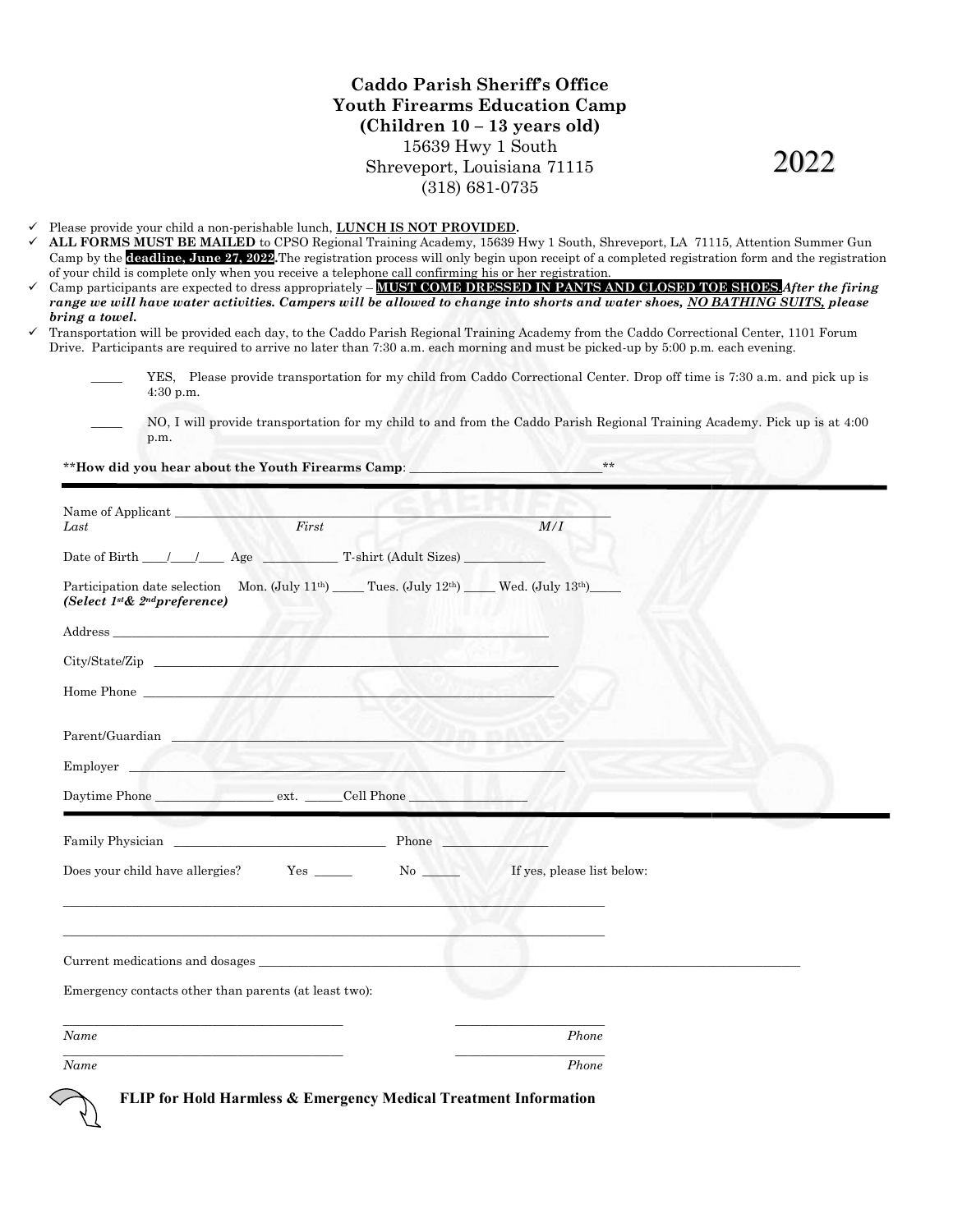# Caddo Parish Sheriff's Office
## Youth Firearms Education Camp
### (Children 10 – 13 years old)

15639 Hwy 1 South
Shreveport, Louisiana 71115
(318) 681-0735

2022

- ✓ Please provide your child a non-perishable lunch, **LUNCH IS NOT PROVIDED.**
- ✓ **ALL FORMS MUST BE MAILED** to CPSO Regional Training Academy, 15639 Hwy 1 South, Shreveport, LA 71115, Attention Summer Gun Camp by the **deadline, June 27, 2022.** The registration process will only begin upon receipt of a completed registration form and the registration of your child is complete only when you receive a telephone call confirming his or her registration.
- ✓ Camp participants are expected to dress appropriately – **MUST COME DRESSED IN PANTS AND CLOSED TOE SHOES.** ***After the firing range we will have water activities. Campers will be allowed to change into shorts and water shoes, NO BATHING SUITS, please bring a towel.***
- ✓ Transportation will be provided each day, to the Caddo Parish Regional Training Academy from the Caddo Correctional Center, 1101 Forum Drive. Participants are required to arrive no later than 7:30 a.m. each morning and must be picked-up by 5:00 p.m. each evening.

_____ YES, Please provide transportation for my child from Caddo Correctional Center. Drop off time is 7:30 a.m. and pick up is 4:30 p.m.

_____ NO, I will provide transportation for my child to and from the Caddo Parish Regional Training Academy. Pick up is at 4:00 p.m.

**\*\*How did you hear about the Youth Firearms Camp**: ______________________________\*\*

---

Name of Applicant ______________________________________________
*Last* *First* *M/I*

Date of Birth ____/____/____ Age ____________ T-shirt (Adult Sizes) _____________

Participation date selection Mon. (July 11th) _____ Tues. (July 12th) _____ Wed. (July 13th)_____
***(Select 1st & 2nd preference)***

Address ______________________________________________________________________

City/State/Zip _________________________________________________________________

Home Phone ___________________________________________________________________

Parent/Guardian _______________________________________________________________

Employer _____________________________________________________________________

Daytime Phone __________________ ext. ______Cell Phone __________________

---

Family Physician _________________________________ Phone ________________

Does your child have allergies? Yes ______ No ______ If yes, please list below:

_____________________________________________________________________________________

_____________________________________________________________________________________

Current medications and dosages ____________________________________________________________

Emergency contacts other than parents (at least two):

____________________________________________ ______________________
*Name* *Phone*

____________________________________________ ______________________
*Name* *Phone*

**FLIP for Hold Harmless & Emergency Medical Treatment Information**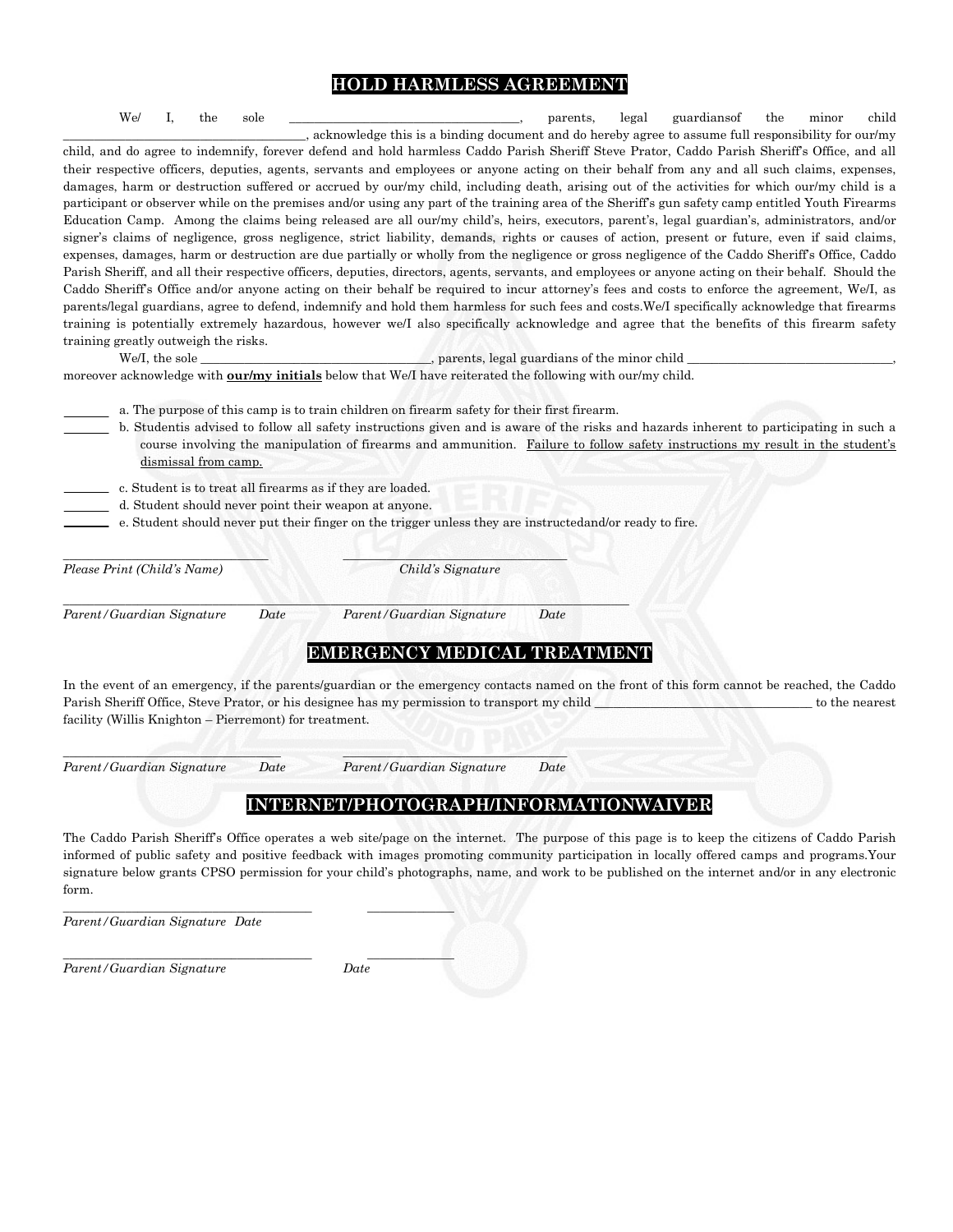## HOLD HARMLESS AGREEMENT

We/ I, the sole ___________________________________, parents, legal guardiansof the minor child ___________________________________, acknowledge this is a binding document and do hereby agree to assume full responsibility for our/my child, and do agree to indemnify, forever defend and hold harmless Caddo Parish Sheriff Steve Prator, Caddo Parish Sheriff's Office, and all their respective officers, deputies, agents, servants and employees or anyone acting on their behalf from any and all such claims, expenses, damages, harm or destruction suffered or accrued by our/my child, including death, arising out of the activities for which our/my child is a participant or observer while on the premises and/or using any part of the training area of the Sheriff's gun safety camp entitled Youth Firearms Education Camp. Among the claims being released are all our/my child's, heirs, executors, parent's, legal guardian's, administrators, and/or signer's claims of negligence, gross negligence, strict liability, demands, rights or causes of action, present or future, even if said claims, expenses, damages, harm or destruction are due partially or wholly from the negligence or gross negligence of the Caddo Sheriff's Office, Caddo Parish Sheriff, and all their respective officers, deputies, directors, agents, servants, and employees or anyone acting on their behalf. Should the Caddo Sheriff's Office and/or anyone acting on their behalf be required to incur attorney's fees and costs to enforce the agreement, We/I, as parents/legal guardians, agree to defend, indemnify and hold them harmless for such fees and costs.We/I specifically acknowledge that firearms training is potentially extremely hazardous, however we/I also specifically acknowledge and agree that the benefits of this firearm safety training greatly outweigh the risks.

We/I, the sole ___________________________________, parents, legal guardians of the minor child _________________________________, moreover acknowledge with **our/my initials** below that We/I have reiterated the following with our/my child.

_______ a. The purpose of this camp is to train children on firearm safety for their first firearm.

_______ b. Studentis advised to follow all safety instructions given and is aware of the risks and hazards inherent to participating in such a course involving the manipulation of firearms and ammunition. Failure to follow safety instructions my result in the student's dismissal from camp.

_______ c. Student is to treat all firearms as if they are loaded.

_______ d. Student should never point their weapon at anyone.

_______ e. Student should never put their finger on the trigger unless they are instructedand/or ready to fire.

______________________________ ______________________________

*Please Print (Child's Name)* *Child's Signature*

______________________________ ______________________________

*Parent/Guardian Signature Date* *Parent/Guardian Signature Date*

## EMERGENCY MEDICAL TREATMENT

In the event of an emergency, if the parents/guardian or the emergency contacts named on the front of this form cannot be reached, the Caddo Parish Sheriff Office, Steve Prator, or his designee has my permission to transport my child _________________________________ to the nearest facility (Willis Knighton – Pierremont) for treatment.

______________________________ ______________________________

*Parent/Guardian Signature Date* *Parent/Guardian Signature Date*

## INTERNET/PHOTOGRAPH/INFORMATIONWAIVER

The Caddo Parish Sheriff's Office operates a web site/page on the internet. The purpose of this page is to keep the citizens of Caddo Parish informed of public safety and positive feedback with images promoting community participation in locally offered camps and programs.Your signature below grants CPSO permission for your child's photographs, name, and work to be published on the internet and/or in any electronic form.

______________________________ ______________

*Parent/Guardian Signature Date*

______________________________ ______________

*Parent/Guardian Signature* *Date*